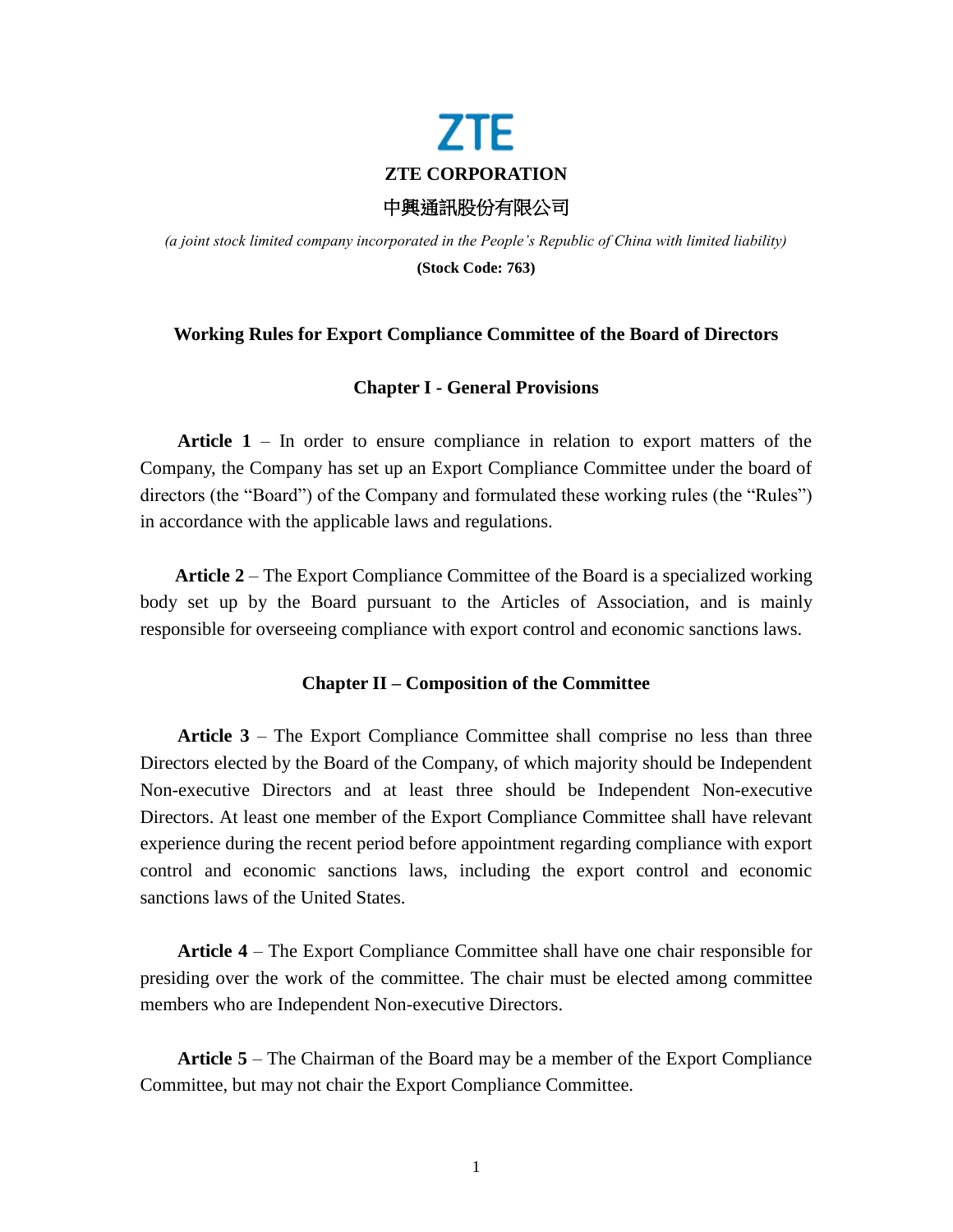**ZTE CORPORATION**

**中興通訊股份有限公司**

*(a joint stock limited company incorporated in the People's Republic of China with limited liability)*

**(Stock Code: 763)**

# Working Rules for Export Compliance Committee of the Board of Directors

## Chapter I - General Provisions

**Article 1** – In order to ensure compliance in relation to export matters of the Company, the Company has set up an Export Compliance Committee under the board of directors (the "Board") of the Company and formulated these working rules (the "Rules") in accordance with the applicable laws and regulations.

**Article 2** – The Export Compliance Committee of the Board is a specialized working body set up by the Board pursuant to the Articles of Association, and is mainly responsible for overseeing compliance with export control and economic sanctions laws.

## Chapter II – Composition of the Committee

**Article 3** – The Export Compliance Committee shall comprise no less than three Directors elected by the Board of the Company, of which majority should be Independent Non-executive Directors and at least three should be Independent Non-executive Directors. At least one member of the Export Compliance Committee shall have relevant experience during the recent period before appointment regarding compliance with export control and economic sanctions laws, including the export control and economic sanctions laws of the United States.

**Article 4** – The Export Compliance Committee shall have one chair responsible for presiding over the work of the committee. The chair must be elected among committee members who are Independent Non-executive Directors.

**Article 5** – The Chairman of the Board may be a member of the Export Compliance Committee, but may not chair the Export Compliance Committee.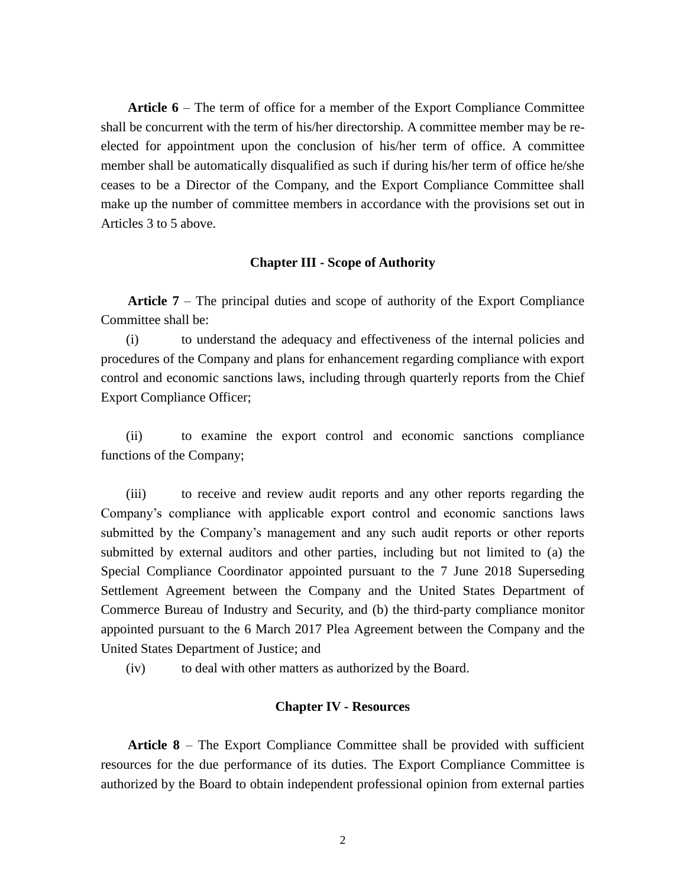**Article 6** – The term of office for a member of the Export Compliance Committee shall be concurrent with the term of his/her directorship. A committee member may be re-elected for appointment upon the conclusion of his/her term of office. A committee member shall be automatically disqualified as such if during his/her term of office he/she ceases to be a Director of the Company, and the Export Compliance Committee shall make up the number of committee members in accordance with the provisions set out in Articles 3 to 5 above.

## Chapter III - Scope of Authority

**Article 7** – The principal duties and scope of authority of the Export Compliance Committee shall be:

(i) to understand the adequacy and effectiveness of the internal policies and procedures of the Company and plans for enhancement regarding compliance with export control and economic sanctions laws, including through quarterly reports from the Chief Export Compliance Officer;

(ii) to examine the export control and economic sanctions compliance functions of the Company;

(iii) to receive and review audit reports and any other reports regarding the Company's compliance with applicable export control and economic sanctions laws submitted by the Company's management and any such audit reports or other reports submitted by external auditors and other parties, including but not limited to (a) the Special Compliance Coordinator appointed pursuant to the 7 June 2018 Superseding Settlement Agreement between the Company and the United States Department of Commerce Bureau of Industry and Security, and (b) the third-party compliance monitor appointed pursuant to the 6 March 2017 Plea Agreement between the Company and the United States Department of Justice; and

(iv) to deal with other matters as authorized by the Board.

## Chapter IV - Resources

**Article 8** – The Export Compliance Committee shall be provided with sufficient resources for the due performance of its duties. The Export Compliance Committee is authorized by the Board to obtain independent professional opinion from external parties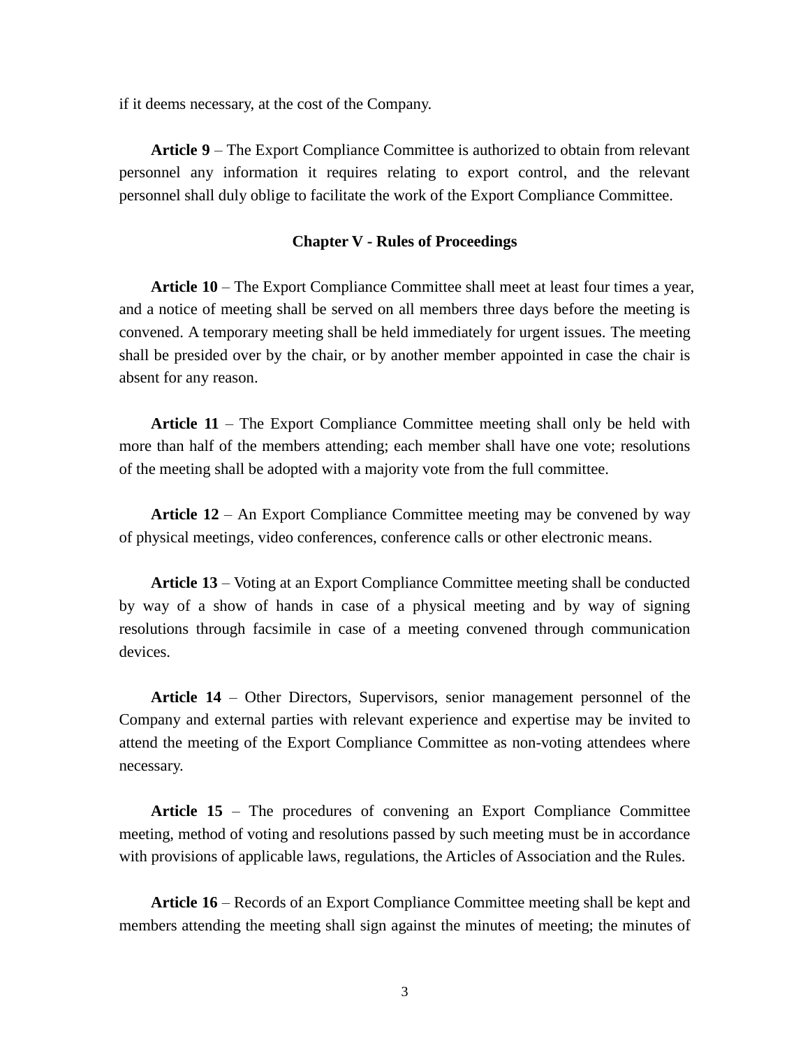if it deems necessary, at the cost of the Company.

**Article 9** – The Export Compliance Committee is authorized to obtain from relevant personnel any information it requires relating to export control, and the relevant personnel shall duly oblige to facilitate the work of the Export Compliance Committee.

## Chapter V - Rules of Proceedings

**Article 10** – The Export Compliance Committee shall meet at least four times a year, and a notice of meeting shall be served on all members three days before the meeting is convened. A temporary meeting shall be held immediately for urgent issues. The meeting shall be presided over by the chair, or by another member appointed in case the chair is absent for any reason.

**Article 11** – The Export Compliance Committee meeting shall only be held with more than half of the members attending; each member shall have one vote; resolutions of the meeting shall be adopted with a majority vote from the full committee.

**Article 12** – An Export Compliance Committee meeting may be convened by way of physical meetings, video conferences, conference calls or other electronic means.

**Article 13** – Voting at an Export Compliance Committee meeting shall be conducted by way of a show of hands in case of a physical meeting and by way of signing resolutions through facsimile in case of a meeting convened through communication devices.

**Article 14** – Other Directors, Supervisors, senior management personnel of the Company and external parties with relevant experience and expertise may be invited to attend the meeting of the Export Compliance Committee as non-voting attendees where necessary.

**Article 15** – The procedures of convening an Export Compliance Committee meeting, method of voting and resolutions passed by such meeting must be in accordance with provisions of applicable laws, regulations, the Articles of Association and the Rules.

**Article 16** – Records of an Export Compliance Committee meeting shall be kept and members attending the meeting shall sign against the minutes of meeting; the minutes of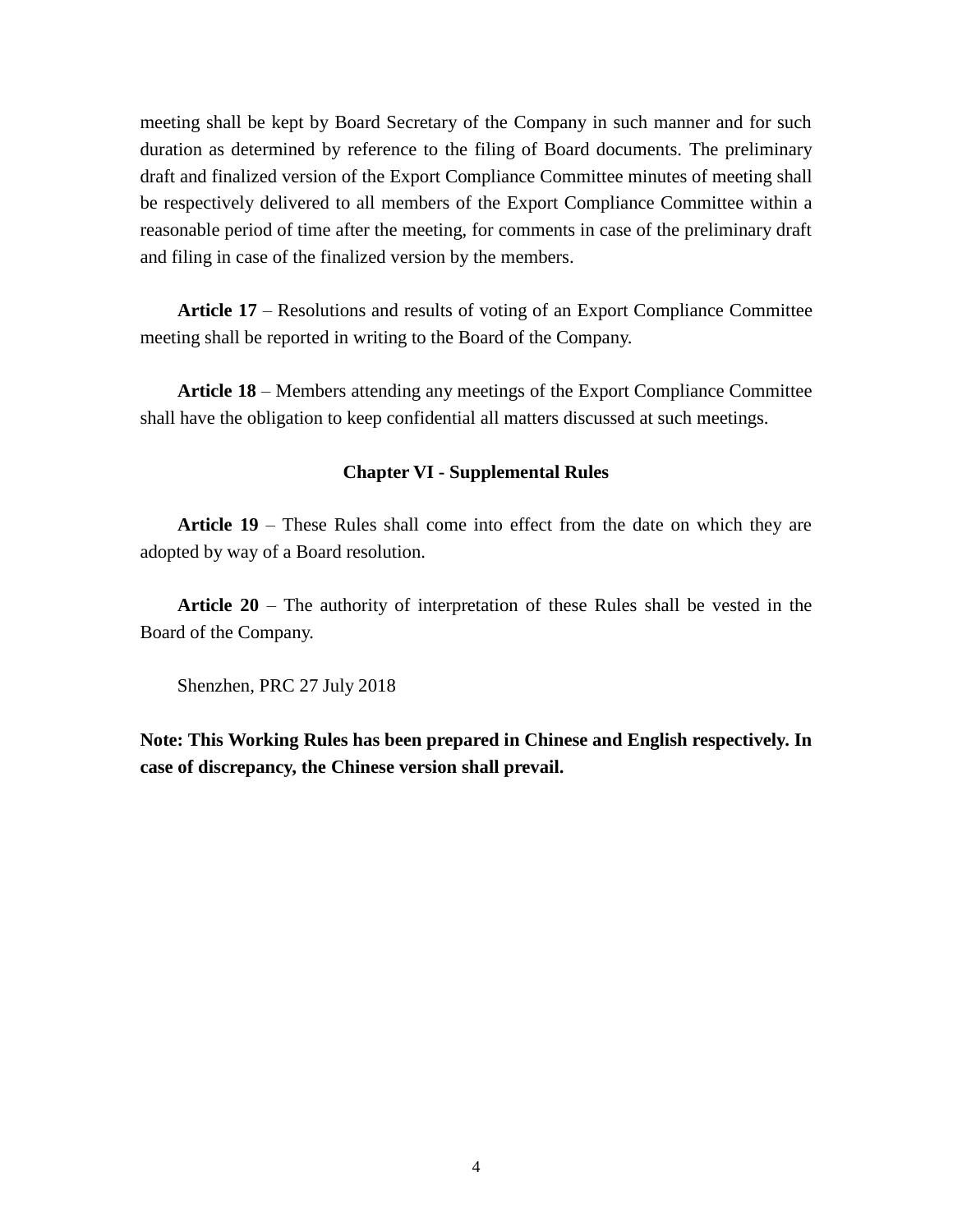meeting shall be kept by Board Secretary of the Company in such manner and for such duration as determined by reference to the filing of Board documents. The preliminary draft and finalized version of the Export Compliance Committee minutes of meeting shall be respectively delivered to all members of the Export Compliance Committee within a reasonable period of time after the meeting, for comments in case of the preliminary draft and filing in case of the finalized version by the members.

**Article 17** – Resolutions and results of voting of an Export Compliance Committee meeting shall be reported in writing to the Board of the Company.

**Article 18** – Members attending any meetings of the Export Compliance Committee shall have the obligation to keep confidential all matters discussed at such meetings.

## Chapter VI - Supplemental Rules

**Article 19** – These Rules shall come into effect from the date on which they are adopted by way of a Board resolution.

**Article 20** – The authority of interpretation of these Rules shall be vested in the Board of the Company.

Shenzhen, PRC 27 July 2018

**Note: This Working Rules has been prepared in Chinese and English respectively. In case of discrepancy, the Chinese version shall prevail.**